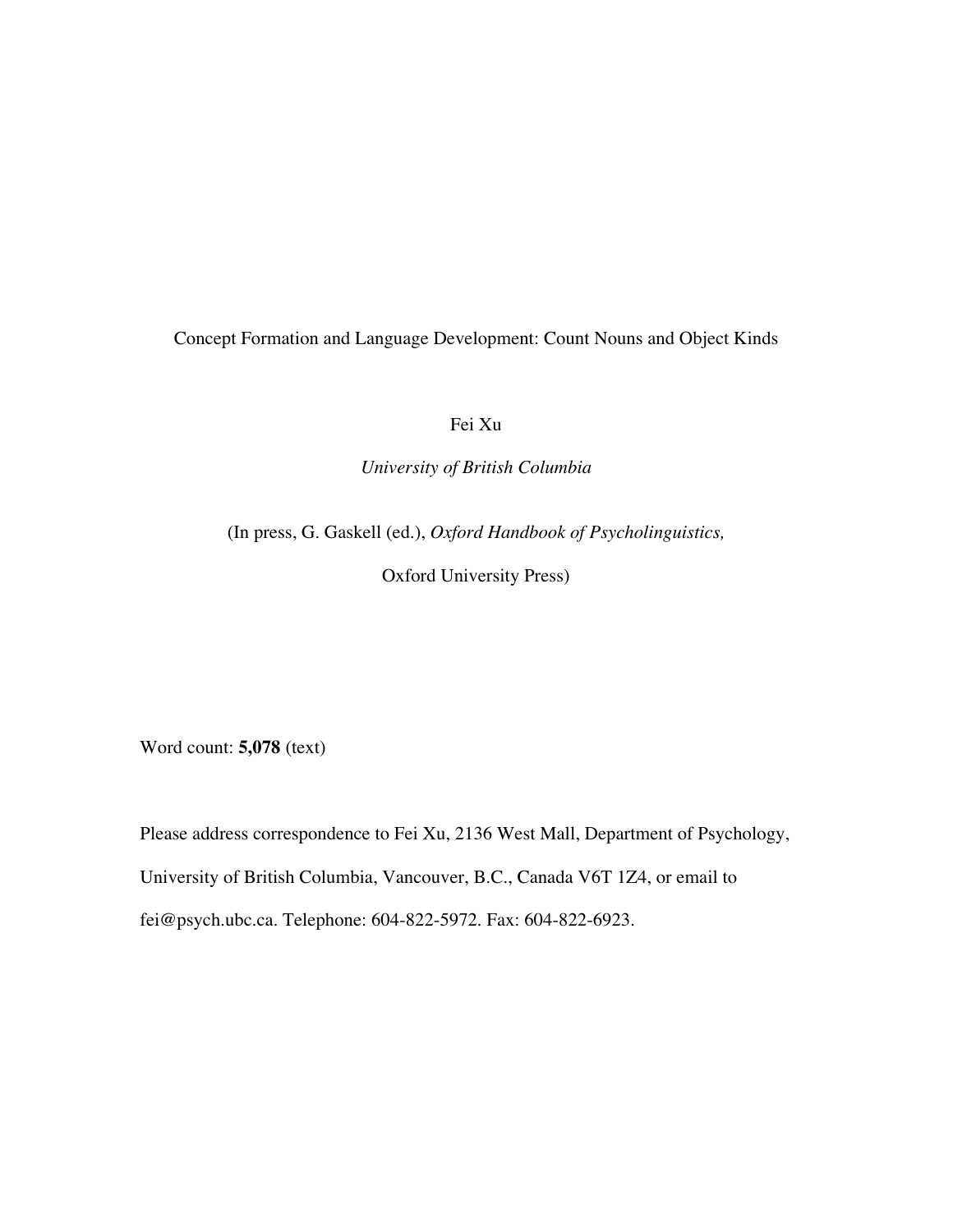# Concept Formation and Language Development: Count Nouns and Object Kinds

Fei Xu

*University of British Columbia*

(In press, G. Gaskell (ed.), *Oxford Handbook of Psycholinguistics,*

Oxford University Press)

Word count: **5,078** (text)

Please address correspondence to Fei Xu, 2136 West Mall, Department of Psychology, University of British Columbia, Vancouver, B.C., Canada V6T 1Z4, or email to fei@psych.ubc.ca. Telephone: 604-822-5972. Fax: 604-822-6923.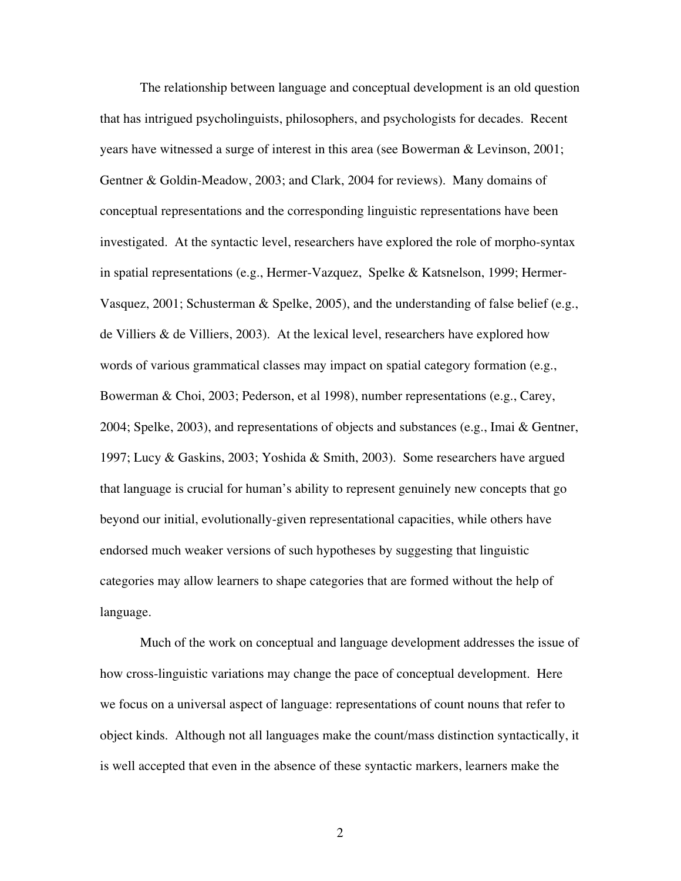The relationship between language and conceptual development is an old question that has intrigued psycholinguists, philosophers, and psychologists for decades. Recent years have witnessed a surge of interest in this area (see Bowerman & Levinson, 2001; Gentner & Goldin-Meadow, 2003; and Clark, 2004 for reviews). Many domains of conceptual representations and the corresponding linguistic representations have been investigated. At the syntactic level, researchers have explored the role of morpho-syntax in spatial representations (e.g., Hermer-Vazquez, Spelke & Katsnelson, 1999; Hermer-Vasquez, 2001; Schusterman & Spelke, 2005), and the understanding of false belief (e.g., de Villiers & de Villiers, 2003). At the lexical level, researchers have explored how words of various grammatical classes may impact on spatial category formation (e.g., Bowerman & Choi, 2003; Pederson, et al 1998), number representations (e.g., Carey, 2004; Spelke, 2003), and representations of objects and substances (e.g., Imai & Gentner, 1997; Lucy & Gaskins, 2003; Yoshida & Smith, 2003). Some researchers have argued that language is crucial for human's ability to represent genuinely new concepts that go beyond our initial, evolutionally-given representational capacities, while others have endorsed much weaker versions of such hypotheses by suggesting that linguistic categories may allow learners to shape categories that are formed without the help of language.

Much of the work on conceptual and language development addresses the issue of how cross-linguistic variations may change the pace of conceptual development. Here we focus on a universal aspect of language: representations of count nouns that refer to object kinds. Although not all languages make the count/mass distinction syntactically, it is well accepted that even in the absence of these syntactic markers, learners make the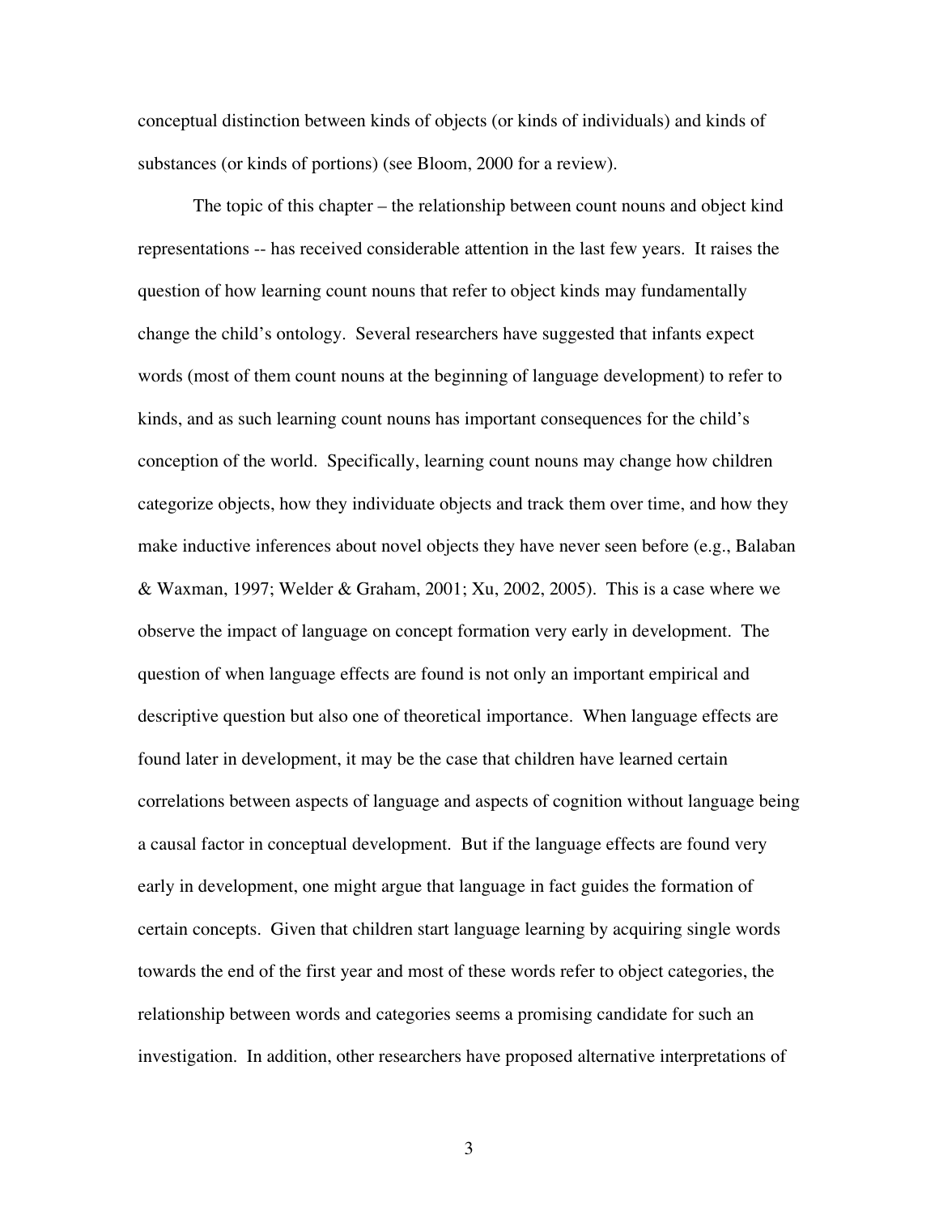conceptual distinction between kinds of objects (or kinds of individuals) and kinds of substances (or kinds of portions) (see Bloom, 2000 for a review).

The topic of this chapter – the relationship between count nouns and object kind representations -- has received considerable attention in the last few years. It raises the question of how learning count nouns that refer to object kinds may fundamentally change the child's ontology. Several researchers have suggested that infants expect words (most of them count nouns at the beginning of language development) to refer to kinds, and as such learning count nouns has important consequences for the child's conception of the world. Specifically, learning count nouns may change how children categorize objects, how they individuate objects and track them over time, and how they make inductive inferences about novel objects they have never seen before (e.g., Balaban & Waxman, 1997; Welder & Graham, 2001; Xu, 2002, 2005). This is a case where we observe the impact of language on concept formation very early in development. The question of when language effects are found is not only an important empirical and descriptive question but also one of theoretical importance. When language effects are found later in development, it may be the case that children have learned certain correlations between aspects of language and aspects of cognition without language being a causal factor in conceptual development. But if the language effects are found very early in development, one might argue that language in fact guides the formation of certain concepts. Given that children start language learning by acquiring single words towards the end of the first year and most of these words refer to object categories, the relationship between words and categories seems a promising candidate for such an investigation. In addition, other researchers have proposed alternative interpretations of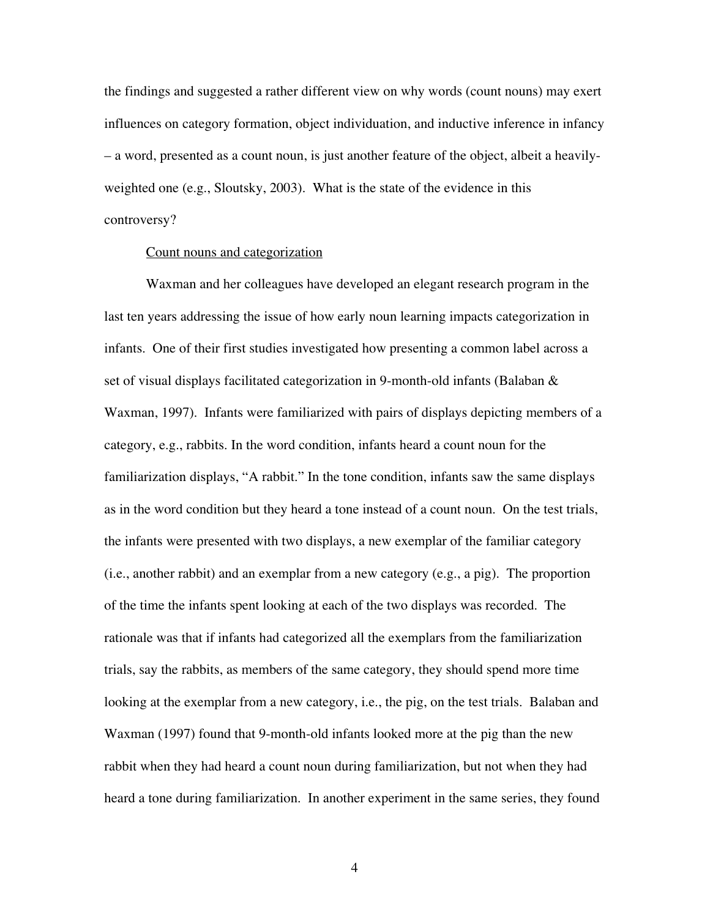the findings and suggested a rather different view on why words (count nouns) may exert influences on category formation, object individuation, and inductive inference in infancy – a word, presented as a count noun, is just another feature of the object, albeit a heavily-weighted one (e.g., Sloutsky, 2003). What is the state of the evidence in this controversy?

Count nouns and categorization

Waxman and her colleagues have developed an elegant research program in the last ten years addressing the issue of how early noun learning impacts categorization in infants. One of their first studies investigated how presenting a common label across a set of visual displays facilitated categorization in 9-month-old infants (Balaban & Waxman, 1997). Infants were familiarized with pairs of displays depicting members of a category, e.g., rabbits. In the word condition, infants heard a count noun for the familiarization displays, "A rabbit." In the tone condition, infants saw the same displays as in the word condition but they heard a tone instead of a count noun. On the test trials, the infants were presented with two displays, a new exemplar of the familiar category (i.e., another rabbit) and an exemplar from a new category (e.g., a pig). The proportion of the time the infants spent looking at each of the two displays was recorded. The rationale was that if infants had categorized all the exemplars from the familiarization trials, say the rabbits, as members of the same category, they should spend more time looking at the exemplar from a new category, i.e., the pig, on the test trials. Balaban and Waxman (1997) found that 9-month-old infants looked more at the pig than the new rabbit when they had heard a count noun during familiarization, but not when they had heard a tone during familiarization. In another experiment in the same series, they found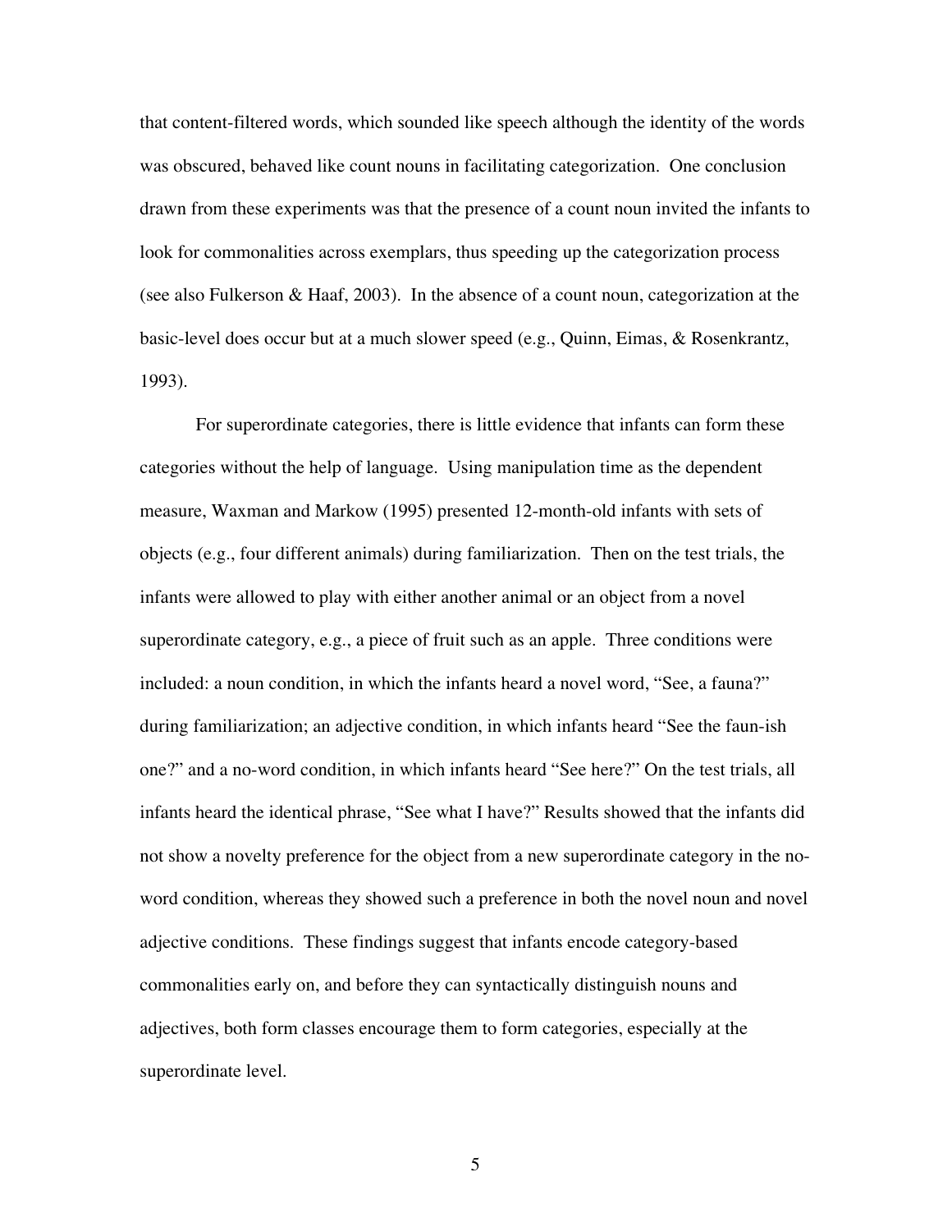that content-filtered words, which sounded like speech although the identity of the words was obscured, behaved like count nouns in facilitating categorization. One conclusion drawn from these experiments was that the presence of a count noun invited the infants to look for commonalities across exemplars, thus speeding up the categorization process (see also Fulkerson & Haaf, 2003). In the absence of a count noun, categorization at the basic-level does occur but at a much slower speed (e.g., Quinn, Eimas, & Rosenkrantz, 1993).

For superordinate categories, there is little evidence that infants can form these categories without the help of language. Using manipulation time as the dependent measure, Waxman and Markow (1995) presented 12-month-old infants with sets of objects (e.g., four different animals) during familiarization. Then on the test trials, the infants were allowed to play with either another animal or an object from a novel superordinate category, e.g., a piece of fruit such as an apple. Three conditions were included: a noun condition, in which the infants heard a novel word, "See, a fauna?" during familiarization; an adjective condition, in which infants heard "See the faun-ish one?" and a no-word condition, in which infants heard "See here?" On the test trials, all infants heard the identical phrase, "See what I have?" Results showed that the infants did not show a novelty preference for the object from a new superordinate category in the no-word condition, whereas they showed such a preference in both the novel noun and novel adjective conditions. These findings suggest that infants encode category-based commonalities early on, and before they can syntactically distinguish nouns and adjectives, both form classes encourage them to form categories, especially at the superordinate level.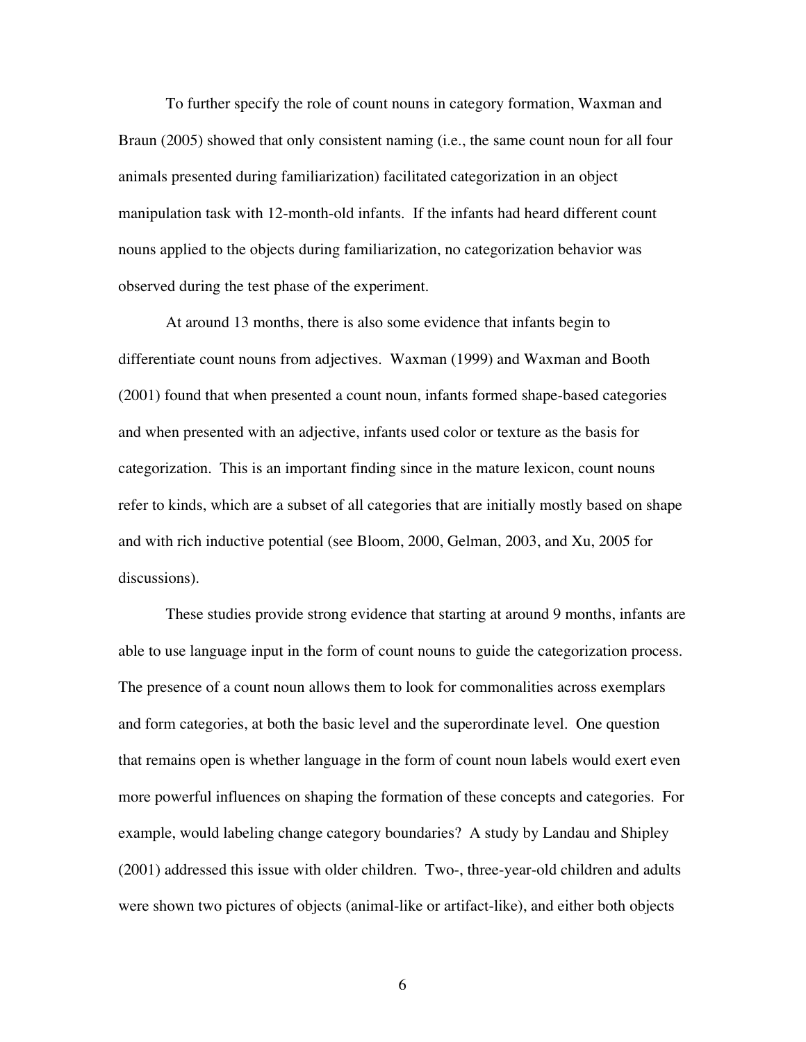To further specify the role of count nouns in category formation, Waxman and Braun (2005) showed that only consistent naming (i.e., the same count noun for all four animals presented during familiarization) facilitated categorization in an object manipulation task with 12-month-old infants. If the infants had heard different count nouns applied to the objects during familiarization, no categorization behavior was observed during the test phase of the experiment.

At around 13 months, there is also some evidence that infants begin to differentiate count nouns from adjectives. Waxman (1999) and Waxman and Booth (2001) found that when presented a count noun, infants formed shape-based categories and when presented with an adjective, infants used color or texture as the basis for categorization. This is an important finding since in the mature lexicon, count nouns refer to kinds, which are a subset of all categories that are initially mostly based on shape and with rich inductive potential (see Bloom, 2000, Gelman, 2003, and Xu, 2005 for discussions).

These studies provide strong evidence that starting at around 9 months, infants are able to use language input in the form of count nouns to guide the categorization process. The presence of a count noun allows them to look for commonalities across exemplars and form categories, at both the basic level and the superordinate level. One question that remains open is whether language in the form of count noun labels would exert even more powerful influences on shaping the formation of these concepts and categories. For example, would labeling change category boundaries? A study by Landau and Shipley (2001) addressed this issue with older children. Two-, three-year-old children and adults were shown two pictures of objects (animal-like or artifact-like), and either both objects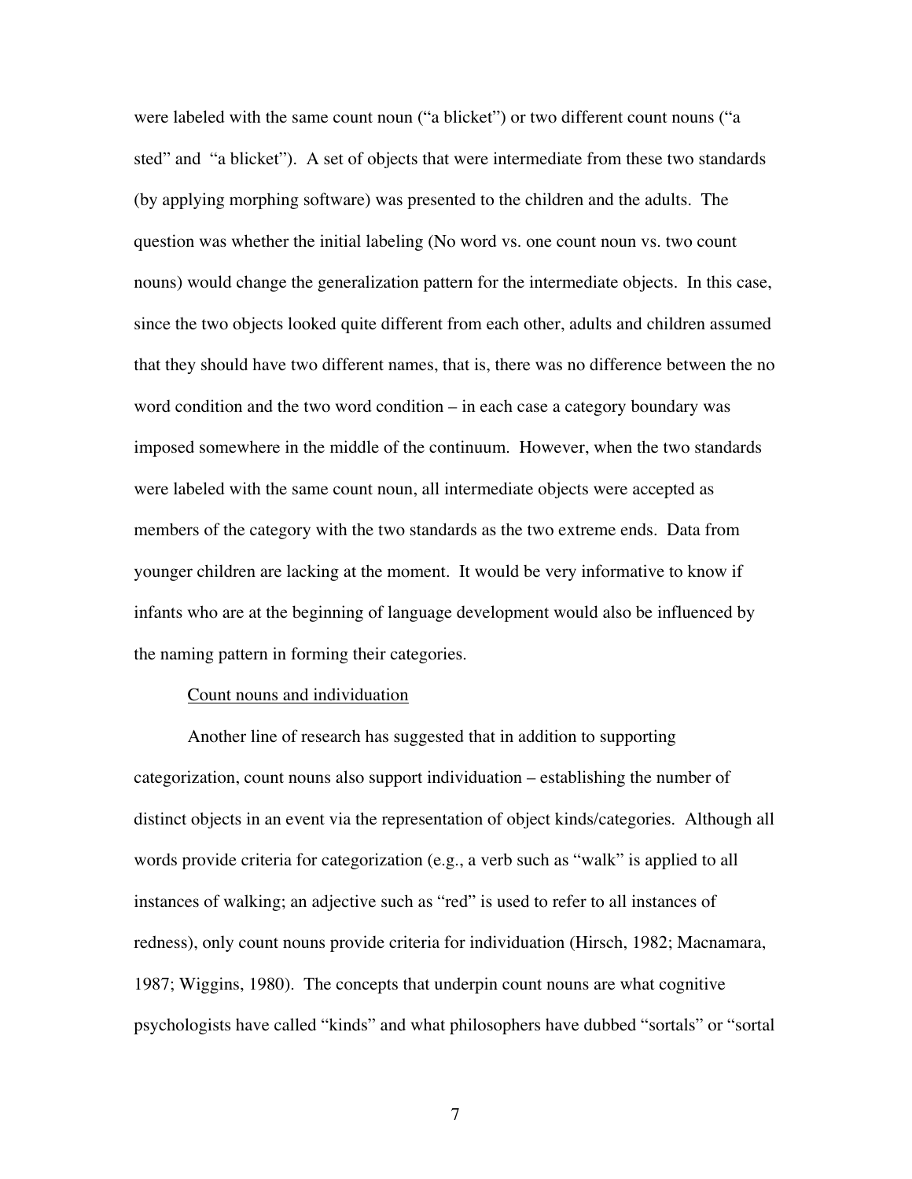were labeled with the same count noun ("a blicket") or two different count nouns ("a sted" and "a blicket"). A set of objects that were intermediate from these two standards (by applying morphing software) was presented to the children and the adults. The question was whether the initial labeling (No word vs. one count noun vs. two count nouns) would change the generalization pattern for the intermediate objects. In this case, since the two objects looked quite different from each other, adults and children assumed that they should have two different names, that is, there was no difference between the no word condition and the two word condition – in each case a category boundary was imposed somewhere in the middle of the continuum. However, when the two standards were labeled with the same count noun, all intermediate objects were accepted as members of the category with the two standards as the two extreme ends. Data from younger children are lacking at the moment. It would be very informative to know if infants who are at the beginning of language development would also be influenced by the naming pattern in forming their categories.

Count nouns and individuation

Another line of research has suggested that in addition to supporting categorization, count nouns also support individuation – establishing the number of distinct objects in an event via the representation of object kinds/categories. Although all words provide criteria for categorization (e.g., a verb such as "walk" is applied to all instances of walking; an adjective such as "red" is used to refer to all instances of redness), only count nouns provide criteria for individuation (Hirsch, 1982; Macnamara, 1987; Wiggins, 1980). The concepts that underpin count nouns are what cognitive psychologists have called "kinds" and what philosophers have dubbed "sortals" or "sortal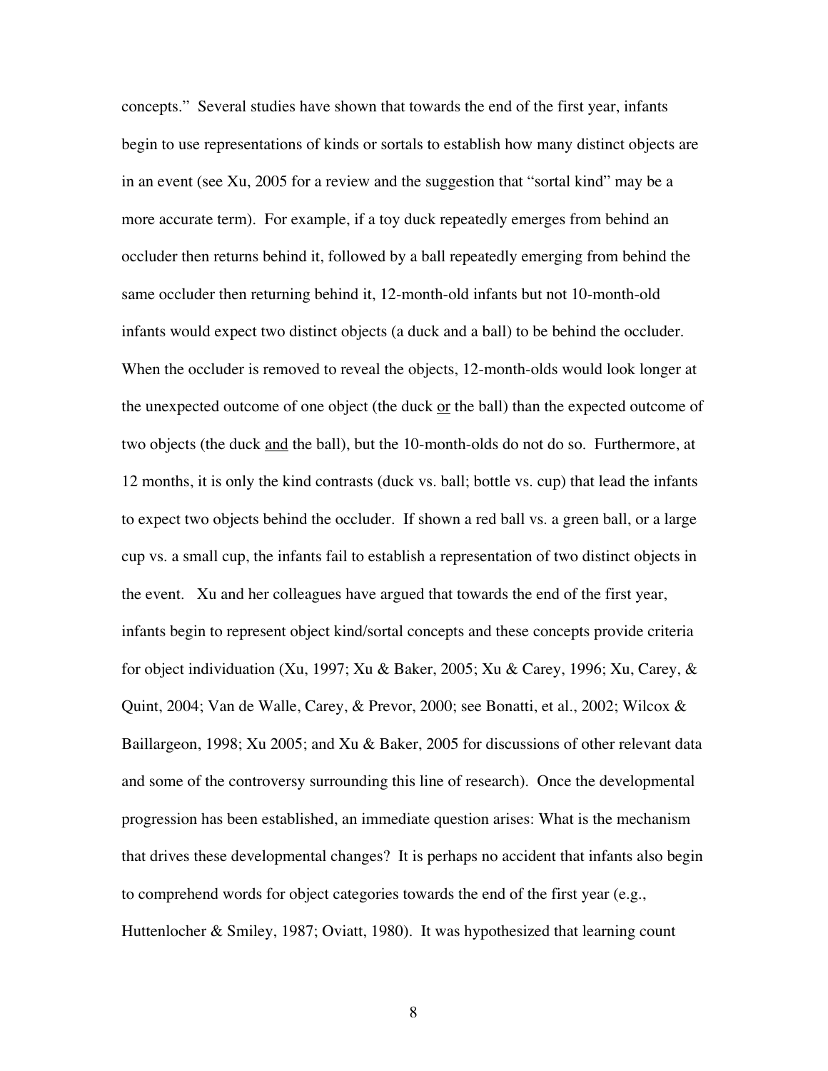concepts." Several studies have shown that towards the end of the first year, infants begin to use representations of kinds or sortals to establish how many distinct objects are in an event (see Xu, 2005 for a review and the suggestion that "sortal kind" may be a more accurate term). For example, if a toy duck repeatedly emerges from behind an occluder then returns behind it, followed by a ball repeatedly emerging from behind the same occluder then returning behind it, 12-month-old infants but not 10-month-old infants would expect two distinct objects (a duck and a ball) to be behind the occluder. When the occluder is removed to reveal the objects, 12-month-olds would look longer at the unexpected outcome of one object (the duck <u>or</u> the ball) than the expected outcome of two objects (the duck <u>and</u> the ball), but the 10-month-olds do not do so. Furthermore, at 12 months, it is only the kind contrasts (duck vs. ball; bottle vs. cup) that lead the infants to expect two objects behind the occluder. If shown a red ball vs. a green ball, or a large cup vs. a small cup, the infants fail to establish a representation of two distinct objects in the event. Xu and her colleagues have argued that towards the end of the first year, infants begin to represent object kind/sortal concepts and these concepts provide criteria for object individuation (Xu, 1997; Xu & Baker, 2005; Xu & Carey, 1996; Xu, Carey, & Quint, 2004; Van de Walle, Carey, & Prevor, 2000; see Bonatti, et al., 2002; Wilcox & Baillargeon, 1998; Xu 2005; and Xu & Baker, 2005 for discussions of other relevant data and some of the controversy surrounding this line of research). Once the developmental progression has been established, an immediate question arises: What is the mechanism that drives these developmental changes? It is perhaps no accident that infants also begin to comprehend words for object categories towards the end of the first year (e.g., Huttenlocher & Smiley, 1987; Oviatt, 1980). It was hypothesized that learning count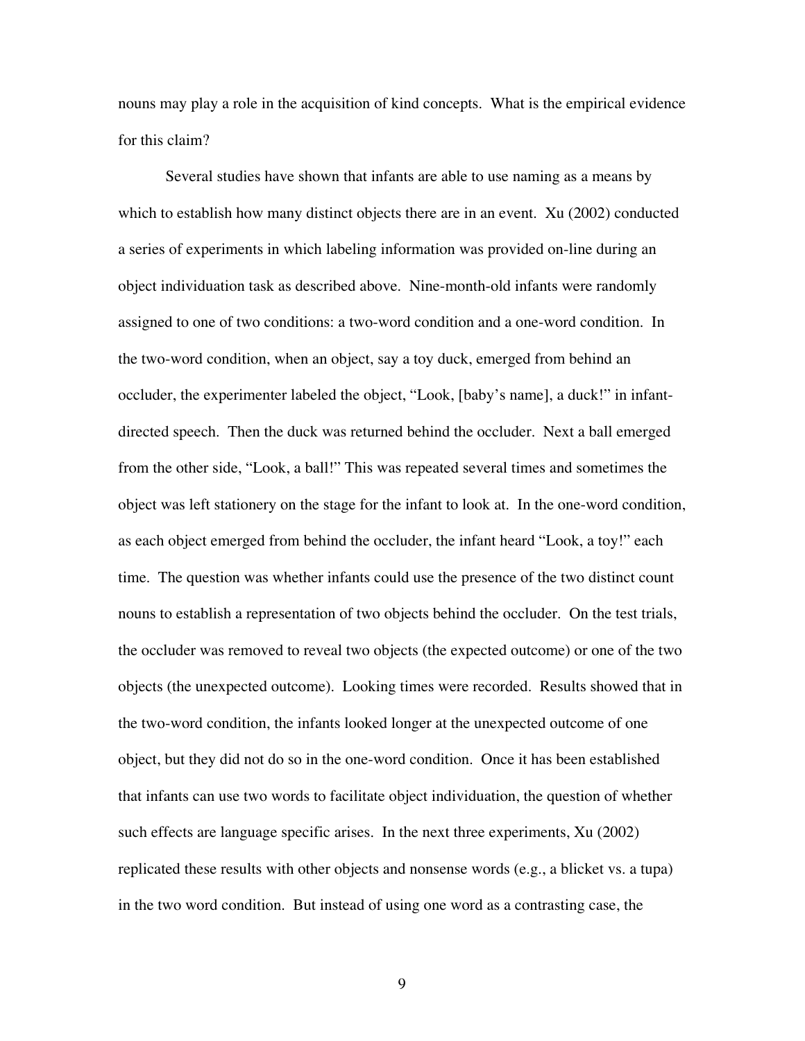nouns may play a role in the acquisition of kind concepts. What is the empirical evidence for this claim?

Several studies have shown that infants are able to use naming as a means by which to establish how many distinct objects there are in an event. Xu (2002) conducted a series of experiments in which labeling information was provided on-line during an object individuation task as described above. Nine-month-old infants were randomly assigned to one of two conditions: a two-word condition and a one-word condition. In the two-word condition, when an object, say a toy duck, emerged from behind an occluder, the experimenter labeled the object, "Look, [baby's name], a duck!" in infant-directed speech. Then the duck was returned behind the occluder. Next a ball emerged from the other side, "Look, a ball!" This was repeated several times and sometimes the object was left stationery on the stage for the infant to look at. In the one-word condition, as each object emerged from behind the occluder, the infant heard "Look, a toy!" each time. The question was whether infants could use the presence of the two distinct count nouns to establish a representation of two objects behind the occluder. On the test trials, the occluder was removed to reveal two objects (the expected outcome) or one of the two objects (the unexpected outcome). Looking times were recorded. Results showed that in the two-word condition, the infants looked longer at the unexpected outcome of one object, but they did not do so in the one-word condition. Once it has been established that infants can use two words to facilitate object individuation, the question of whether such effects are language specific arises. In the next three experiments, Xu (2002) replicated these results with other objects and nonsense words (e.g., a blicket vs. a tupa) in the two word condition. But instead of using one word as a contrasting case, the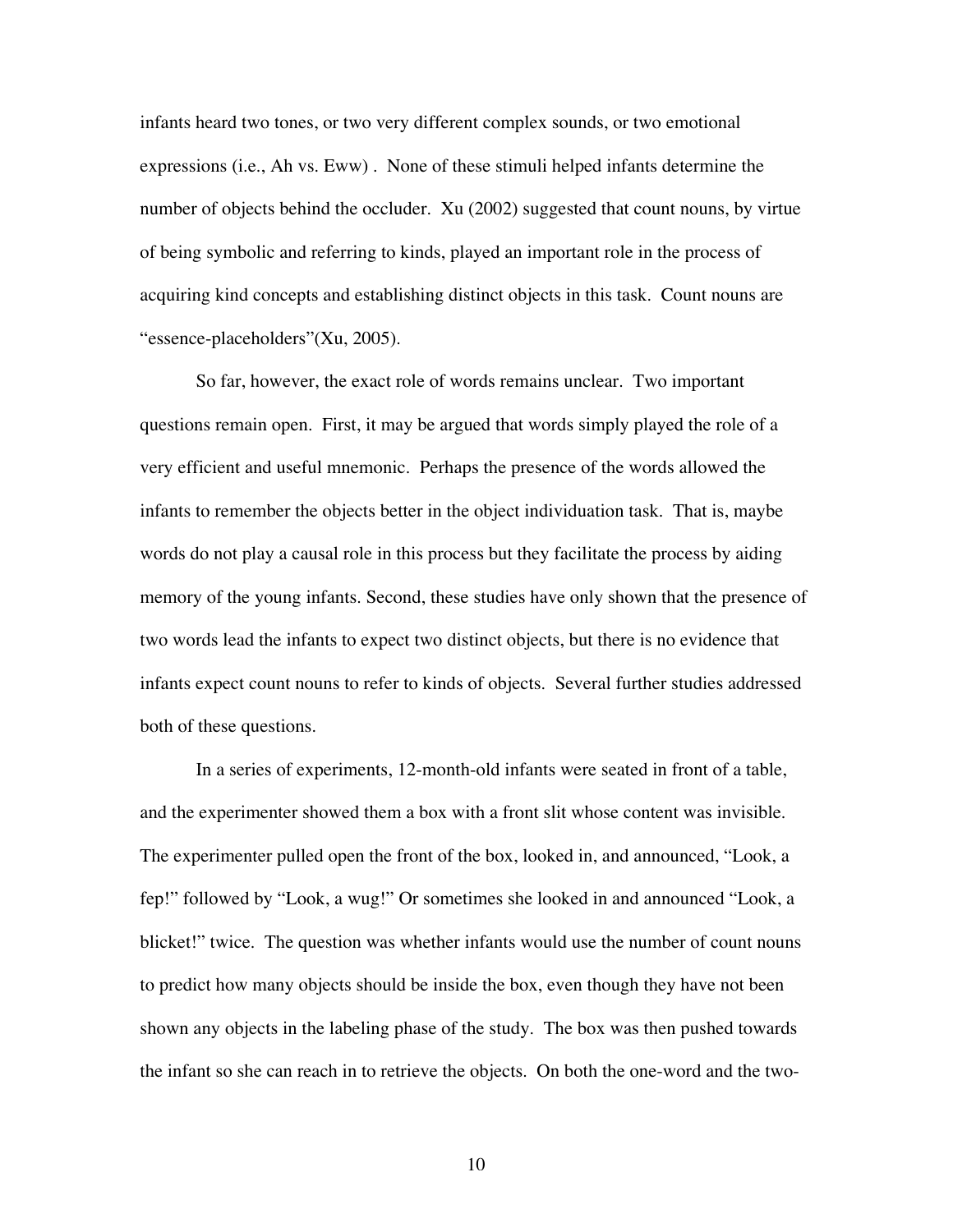infants heard two tones, or two very different complex sounds, or two emotional expressions (i.e., Ah vs. Eww) . None of these stimuli helped infants determine the number of objects behind the occluder. Xu (2002) suggested that count nouns, by virtue of being symbolic and referring to kinds, played an important role in the process of acquiring kind concepts and establishing distinct objects in this task. Count nouns are "essence-placeholders"(Xu, 2005).

So far, however, the exact role of words remains unclear. Two important questions remain open. First, it may be argued that words simply played the role of a very efficient and useful mnemonic. Perhaps the presence of the words allowed the infants to remember the objects better in the object individuation task. That is, maybe words do not play a causal role in this process but they facilitate the process by aiding memory of the young infants. Second, these studies have only shown that the presence of two words lead the infants to expect two distinct objects, but there is no evidence that infants expect count nouns to refer to kinds of objects. Several further studies addressed both of these questions.

In a series of experiments, 12-month-old infants were seated in front of a table, and the experimenter showed them a box with a front slit whose content was invisible. The experimenter pulled open the front of the box, looked in, and announced, "Look, a fep!" followed by "Look, a wug!" Or sometimes she looked in and announced "Look, a blicket!" twice. The question was whether infants would use the number of count nouns to predict how many objects should be inside the box, even though they have not been shown any objects in the labeling phase of the study. The box was then pushed towards the infant so she can reach in to retrieve the objects. On both the one-word and the two-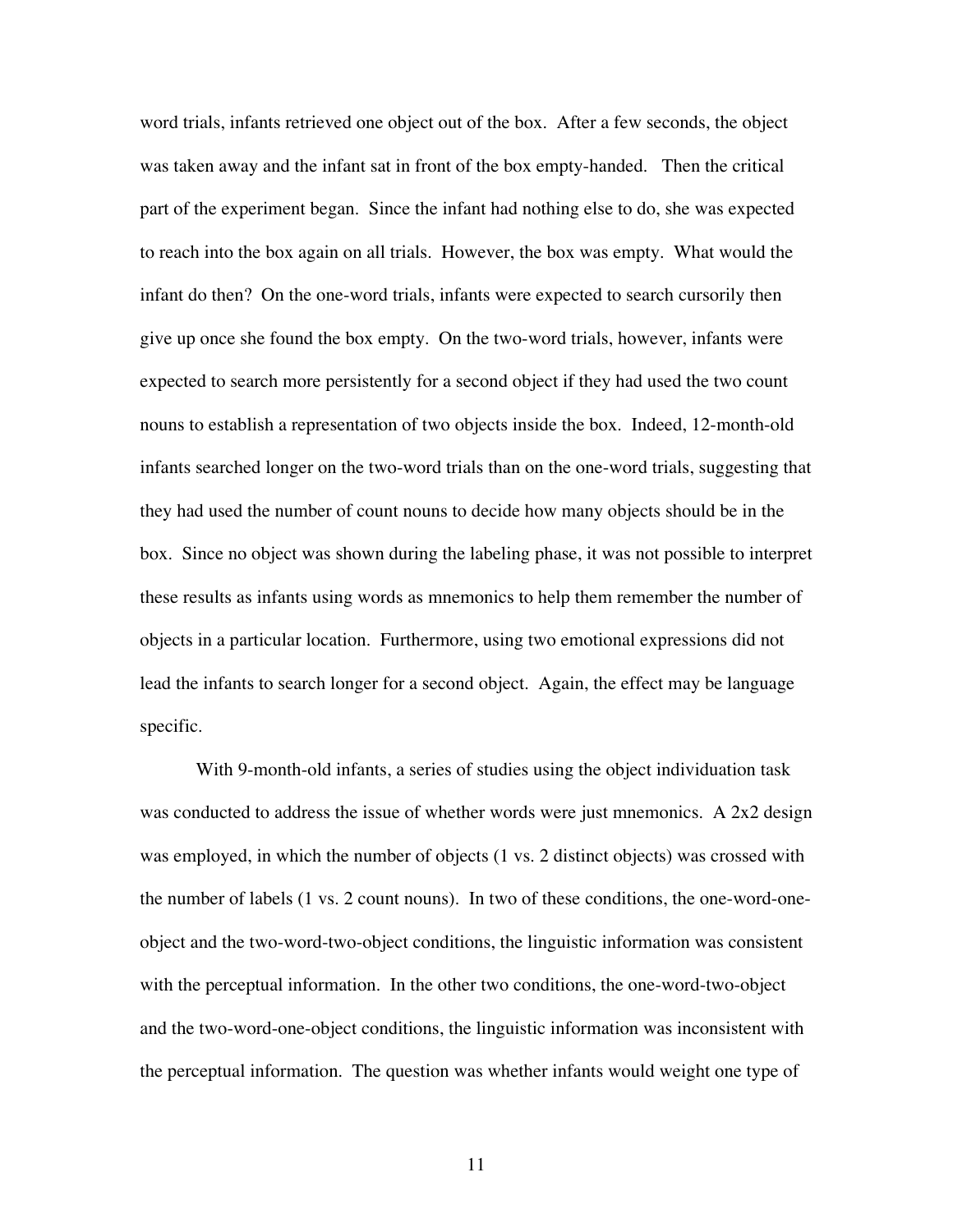word trials, infants retrieved one object out of the box. After a few seconds, the object was taken away and the infant sat in front of the box empty-handed. Then the critical part of the experiment began. Since the infant had nothing else to do, she was expected to reach into the box again on all trials. However, the box was empty. What would the infant do then? On the one-word trials, infants were expected to search cursorily then give up once she found the box empty. On the two-word trials, however, infants were expected to search more persistently for a second object if they had used the two count nouns to establish a representation of two objects inside the box. Indeed, 12-month-old infants searched longer on the two-word trials than on the one-word trials, suggesting that they had used the number of count nouns to decide how many objects should be in the box. Since no object was shown during the labeling phase, it was not possible to interpret these results as infants using words as mnemonics to help them remember the number of objects in a particular location. Furthermore, using two emotional expressions did not lead the infants to search longer for a second object. Again, the effect may be language specific.

With 9-month-old infants, a series of studies using the object individuation task was conducted to address the issue of whether words were just mnemonics. A 2x2 design was employed, in which the number of objects (1 vs. 2 distinct objects) was crossed with the number of labels (1 vs. 2 count nouns). In two of these conditions, the one-word-one-object and the two-word-two-object conditions, the linguistic information was consistent with the perceptual information. In the other two conditions, the one-word-two-object and the two-word-one-object conditions, the linguistic information was inconsistent with the perceptual information. The question was whether infants would weight one type of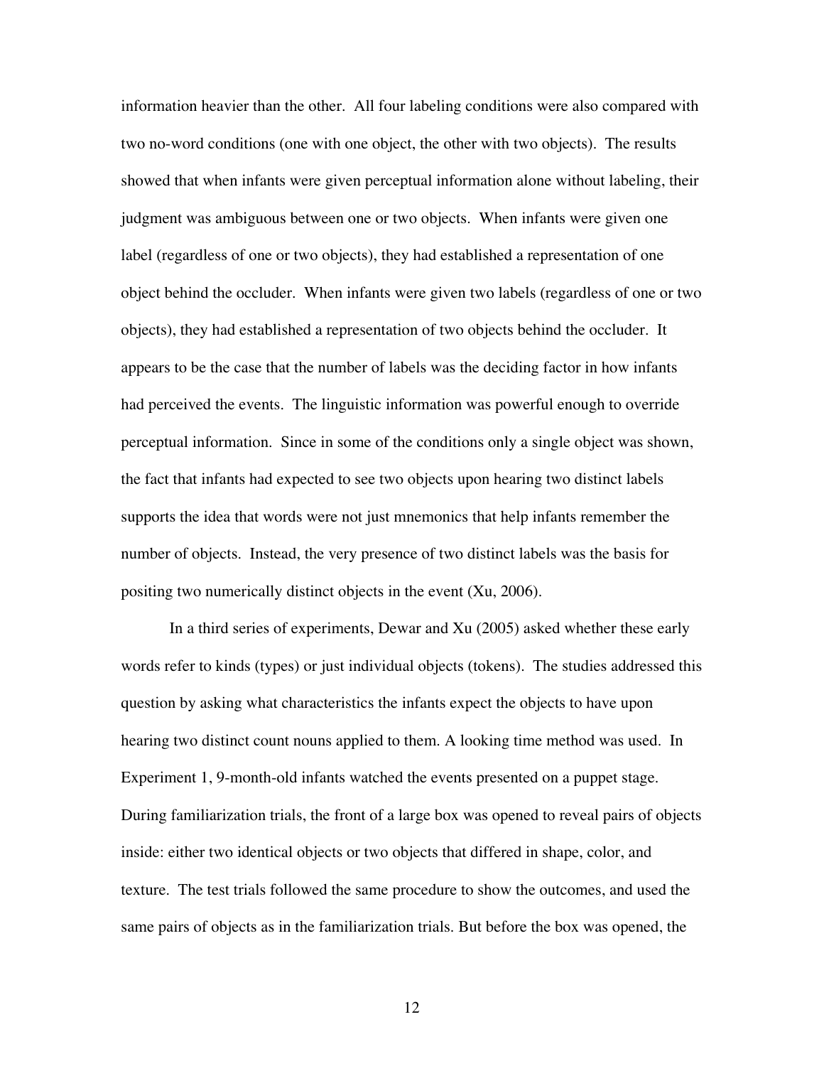information heavier than the other. All four labeling conditions were also compared with two no-word conditions (one with one object, the other with two objects). The results showed that when infants were given perceptual information alone without labeling, their judgment was ambiguous between one or two objects. When infants were given one label (regardless of one or two objects), they had established a representation of one object behind the occluder. When infants were given two labels (regardless of one or two objects), they had established a representation of two objects behind the occluder. It appears to be the case that the number of labels was the deciding factor in how infants had perceived the events. The linguistic information was powerful enough to override perceptual information. Since in some of the conditions only a single object was shown, the fact that infants had expected to see two objects upon hearing two distinct labels supports the idea that words were not just mnemonics that help infants remember the number of objects. Instead, the very presence of two distinct labels was the basis for positing two numerically distinct objects in the event (Xu, 2006).

In a third series of experiments, Dewar and Xu (2005) asked whether these early words refer to kinds (types) or just individual objects (tokens). The studies addressed this question by asking what characteristics the infants expect the objects to have upon hearing two distinct count nouns applied to them. A looking time method was used. In Experiment 1, 9-month-old infants watched the events presented on a puppet stage. During familiarization trials, the front of a large box was opened to reveal pairs of objects inside: either two identical objects or two objects that differed in shape, color, and texture. The test trials followed the same procedure to show the outcomes, and used the same pairs of objects as in the familiarization trials. But before the box was opened, the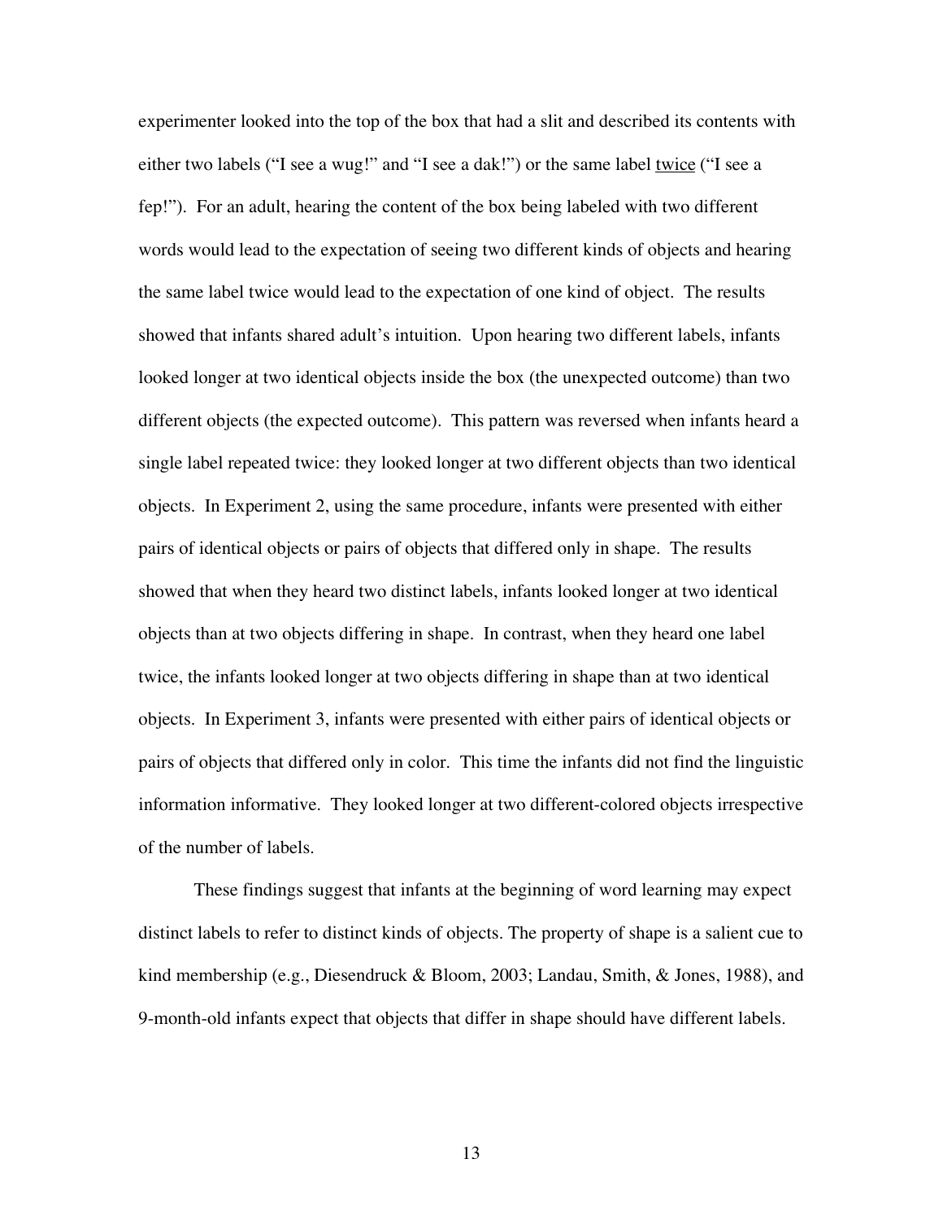experimenter looked into the top of the box that had a slit and described its contents with either two labels ("I see a wug!" and "I see a dak!") or the same label twice ("I see a fep!"). For an adult, hearing the content of the box being labeled with two different words would lead to the expectation of seeing two different kinds of objects and hearing the same label twice would lead to the expectation of one kind of object. The results showed that infants shared adult's intuition. Upon hearing two different labels, infants looked longer at two identical objects inside the box (the unexpected outcome) than two different objects (the expected outcome). This pattern was reversed when infants heard a single label repeated twice: they looked longer at two different objects than two identical objects. In Experiment 2, using the same procedure, infants were presented with either pairs of identical objects or pairs of objects that differed only in shape. The results showed that when they heard two distinct labels, infants looked longer at two identical objects than at two objects differing in shape. In contrast, when they heard one label twice, the infants looked longer at two objects differing in shape than at two identical objects. In Experiment 3, infants were presented with either pairs of identical objects or pairs of objects that differed only in color. This time the infants did not find the linguistic information informative. They looked longer at two different-colored objects irrespective of the number of labels.

These findings suggest that infants at the beginning of word learning may expect distinct labels to refer to distinct kinds of objects. The property of shape is a salient cue to kind membership (e.g., Diesendruck & Bloom, 2003; Landau, Smith, & Jones, 1988), and 9-month-old infants expect that objects that differ in shape should have different labels.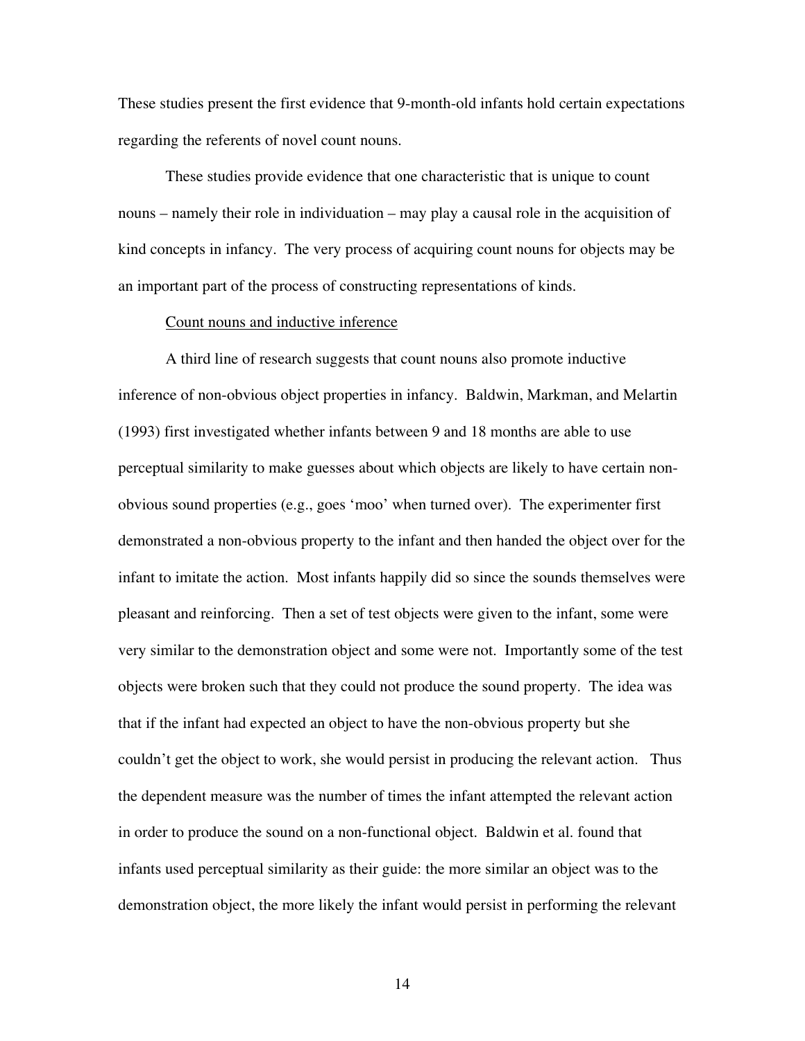These studies present the first evidence that 9-month-old infants hold certain expectations regarding the referents of novel count nouns.

These studies provide evidence that one characteristic that is unique to count nouns – namely their role in individuation – may play a causal role in the acquisition of kind concepts in infancy. The very process of acquiring count nouns for objects may be an important part of the process of constructing representations of kinds.

<u>Count nouns and inductive inference</u>

A third line of research suggests that count nouns also promote inductive inference of non-obvious object properties in infancy. Baldwin, Markman, and Melartin (1993) first investigated whether infants between 9 and 18 months are able to use perceptual similarity to make guesses about which objects are likely to have certain non-obvious sound properties (e.g., goes 'moo' when turned over). The experimenter first demonstrated a non-obvious property to the infant and then handed the object over for the infant to imitate the action. Most infants happily did so since the sounds themselves were pleasant and reinforcing. Then a set of test objects were given to the infant, some were very similar to the demonstration object and some were not. Importantly some of the test objects were broken such that they could not produce the sound property. The idea was that if the infant had expected an object to have the non-obvious property but she couldn't get the object to work, she would persist in producing the relevant action. Thus the dependent measure was the number of times the infant attempted the relevant action in order to produce the sound on a non-functional object. Baldwin et al. found that infants used perceptual similarity as their guide: the more similar an object was to the demonstration object, the more likely the infant would persist in performing the relevant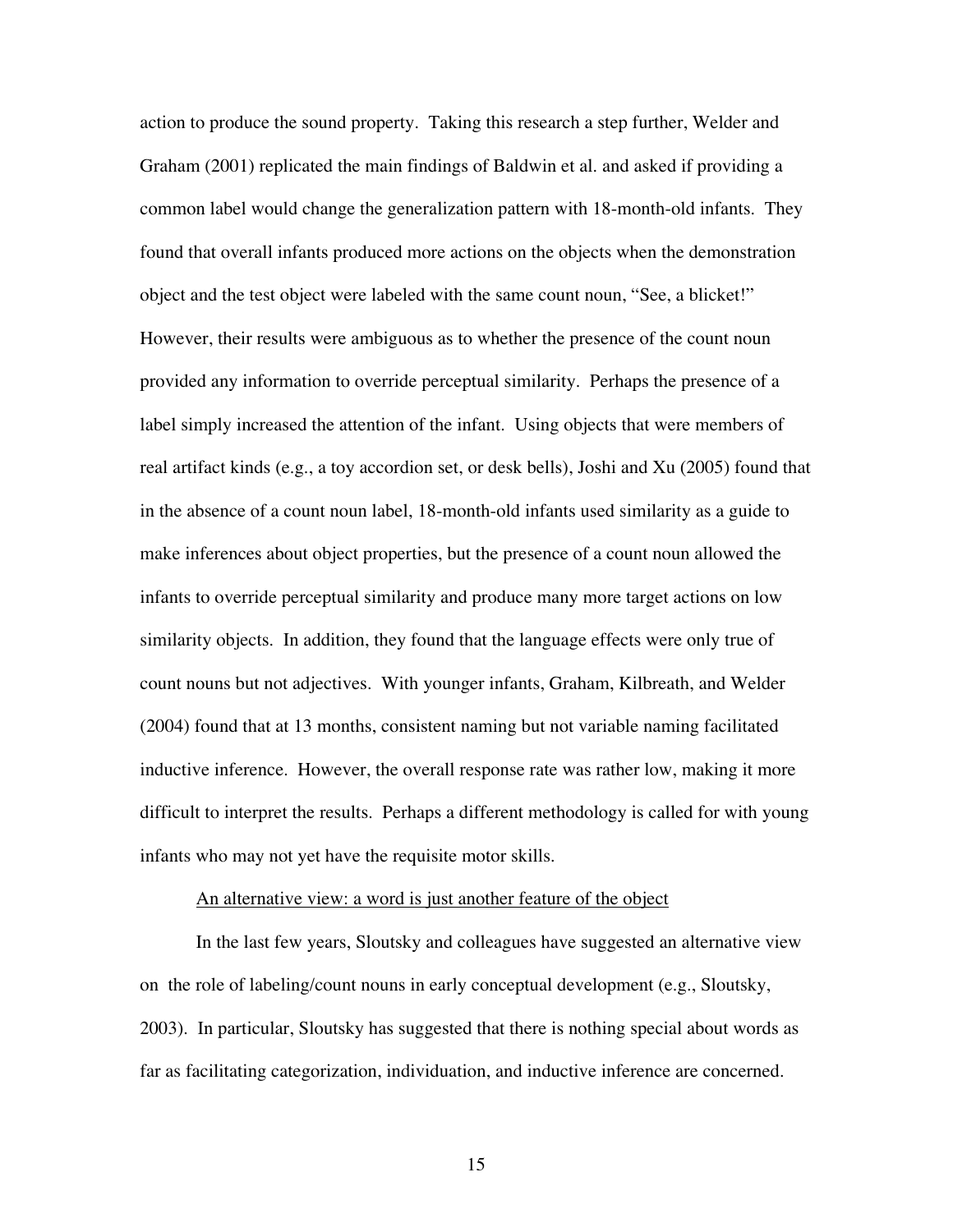action to produce the sound property. Taking this research a step further, Welder and Graham (2001) replicated the main findings of Baldwin et al. and asked if providing a common label would change the generalization pattern with 18-month-old infants. They found that overall infants produced more actions on the objects when the demonstration object and the test object were labeled with the same count noun, "See, a blicket!" However, their results were ambiguous as to whether the presence of the count noun provided any information to override perceptual similarity. Perhaps the presence of a label simply increased the attention of the infant. Using objects that were members of real artifact kinds (e.g., a toy accordion set, or desk bells), Joshi and Xu (2005) found that in the absence of a count noun label, 18-month-old infants used similarity as a guide to make inferences about object properties, but the presence of a count noun allowed the infants to override perceptual similarity and produce many more target actions on low similarity objects. In addition, they found that the language effects were only true of count nouns but not adjectives. With younger infants, Graham, Kilbreath, and Welder (2004) found that at 13 months, consistent naming but not variable naming facilitated inductive inference. However, the overall response rate was rather low, making it more difficult to interpret the results. Perhaps a different methodology is called for with young infants who may not yet have the requisite motor skills.

<u>An alternative view: a word is just another feature of the object</u>

In the last few years, Sloutsky and colleagues have suggested an alternative view on the role of labeling/count nouns in early conceptual development (e.g., Sloutsky, 2003). In particular, Sloutsky has suggested that there is nothing special about words as far as facilitating categorization, individuation, and inductive inference are concerned.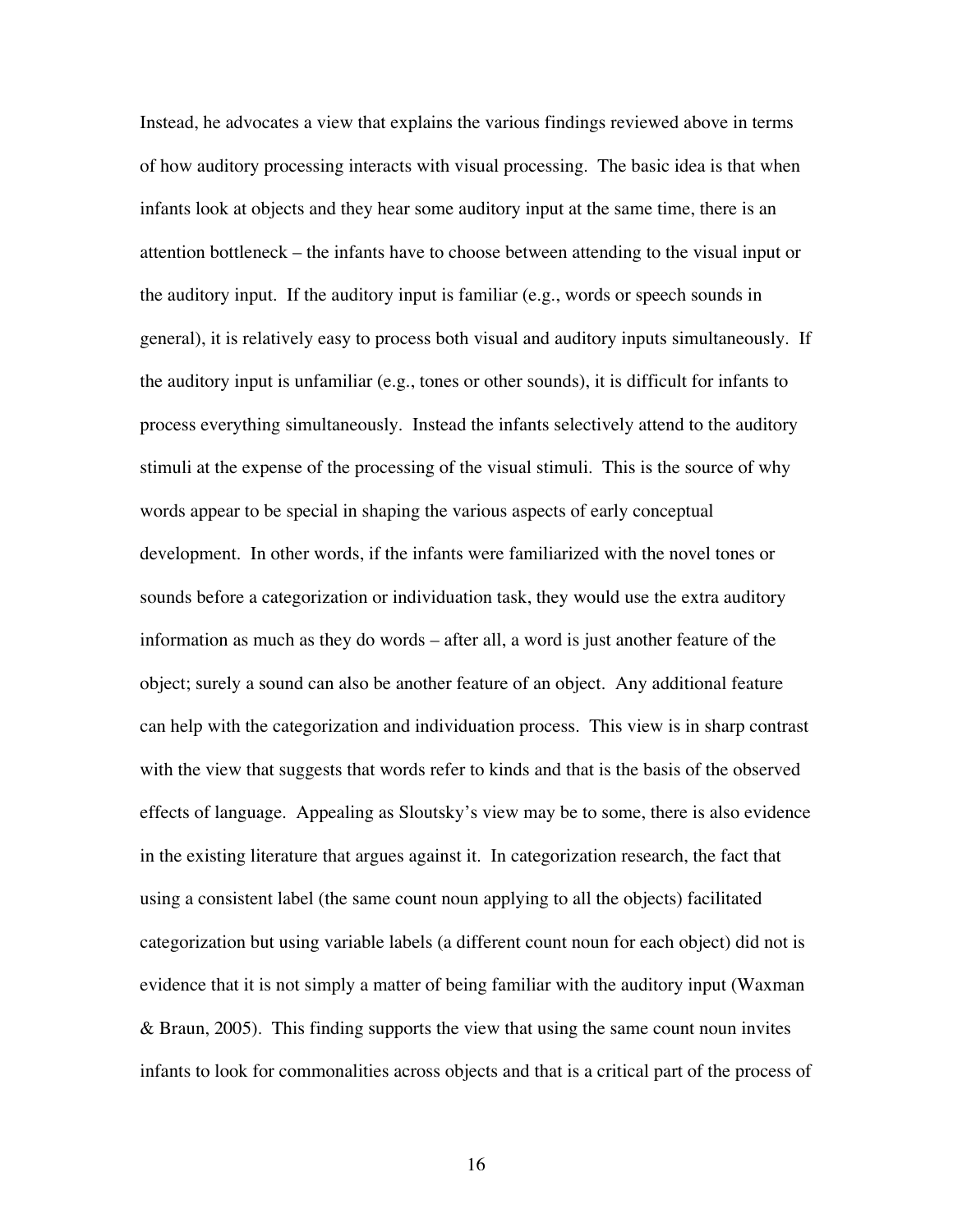Instead, he advocates a view that explains the various findings reviewed above in terms of how auditory processing interacts with visual processing. The basic idea is that when infants look at objects and they hear some auditory input at the same time, there is an attention bottleneck – the infants have to choose between attending to the visual input or the auditory input. If the auditory input is familiar (e.g., words or speech sounds in general), it is relatively easy to process both visual and auditory inputs simultaneously. If the auditory input is unfamiliar (e.g., tones or other sounds), it is difficult for infants to process everything simultaneously. Instead the infants selectively attend to the auditory stimuli at the expense of the processing of the visual stimuli. This is the source of why words appear to be special in shaping the various aspects of early conceptual development. In other words, if the infants were familiarized with the novel tones or sounds before a categorization or individuation task, they would use the extra auditory information as much as they do words – after all, a word is just another feature of the object; surely a sound can also be another feature of an object. Any additional feature can help with the categorization and individuation process. This view is in sharp contrast with the view that suggests that words refer to kinds and that is the basis of the observed effects of language. Appealing as Sloutsky's view may be to some, there is also evidence in the existing literature that argues against it. In categorization research, the fact that using a consistent label (the same count noun applying to all the objects) facilitated categorization but using variable labels (a different count noun for each object) did not is evidence that it is not simply a matter of being familiar with the auditory input (Waxman & Braun, 2005). This finding supports the view that using the same count noun invites infants to look for commonalities across objects and that is a critical part of the process of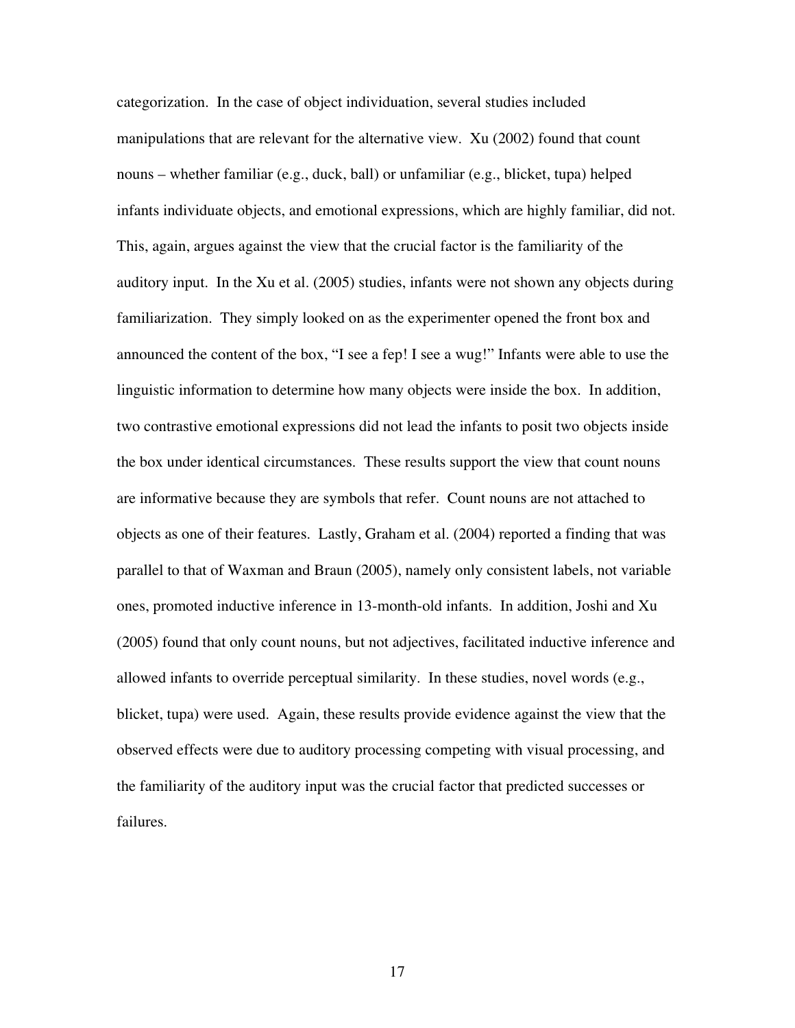categorization. In the case of object individuation, several studies included manipulations that are relevant for the alternative view. Xu (2002) found that count nouns – whether familiar (e.g., duck, ball) or unfamiliar (e.g., blicket, tupa) helped infants individuate objects, and emotional expressions, which are highly familiar, did not. This, again, argues against the view that the crucial factor is the familiarity of the auditory input. In the Xu et al. (2005) studies, infants were not shown any objects during familiarization. They simply looked on as the experimenter opened the front box and announced the content of the box, "I see a fep! I see a wug!" Infants were able to use the linguistic information to determine how many objects were inside the box. In addition, two contrastive emotional expressions did not lead the infants to posit two objects inside the box under identical circumstances. These results support the view that count nouns are informative because they are symbols that refer. Count nouns are not attached to objects as one of their features. Lastly, Graham et al. (2004) reported a finding that was parallel to that of Waxman and Braun (2005), namely only consistent labels, not variable ones, promoted inductive inference in 13-month-old infants. In addition, Joshi and Xu (2005) found that only count nouns, but not adjectives, facilitated inductive inference and allowed infants to override perceptual similarity. In these studies, novel words (e.g., blicket, tupa) were used. Again, these results provide evidence against the view that the observed effects were due to auditory processing competing with visual processing, and the familiarity of the auditory input was the crucial factor that predicted successes or failures.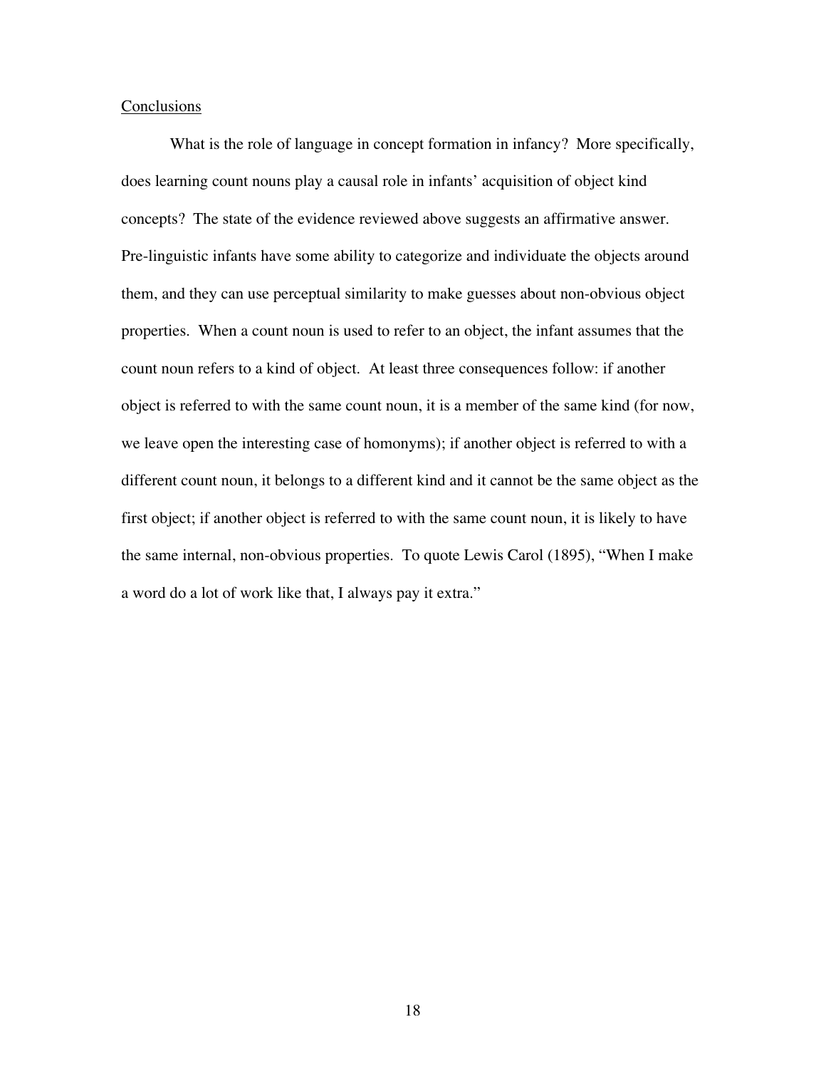## Conclusions

What is the role of language in concept formation in infancy? More specifically, does learning count nouns play a causal role in infants' acquisition of object kind concepts? The state of the evidence reviewed above suggests an affirmative answer. Pre-linguistic infants have some ability to categorize and individuate the objects around them, and they can use perceptual similarity to make guesses about non-obvious object properties. When a count noun is used to refer to an object, the infant assumes that the count noun refers to a kind of object. At least three consequences follow: if another object is referred to with the same count noun, it is a member of the same kind (for now, we leave open the interesting case of homonyms); if another object is referred to with a different count noun, it belongs to a different kind and it cannot be the same object as the first object; if another object is referred to with the same count noun, it is likely to have the same internal, non-obvious properties. To quote Lewis Carol (1895), "When I make a word do a lot of work like that, I always pay it extra."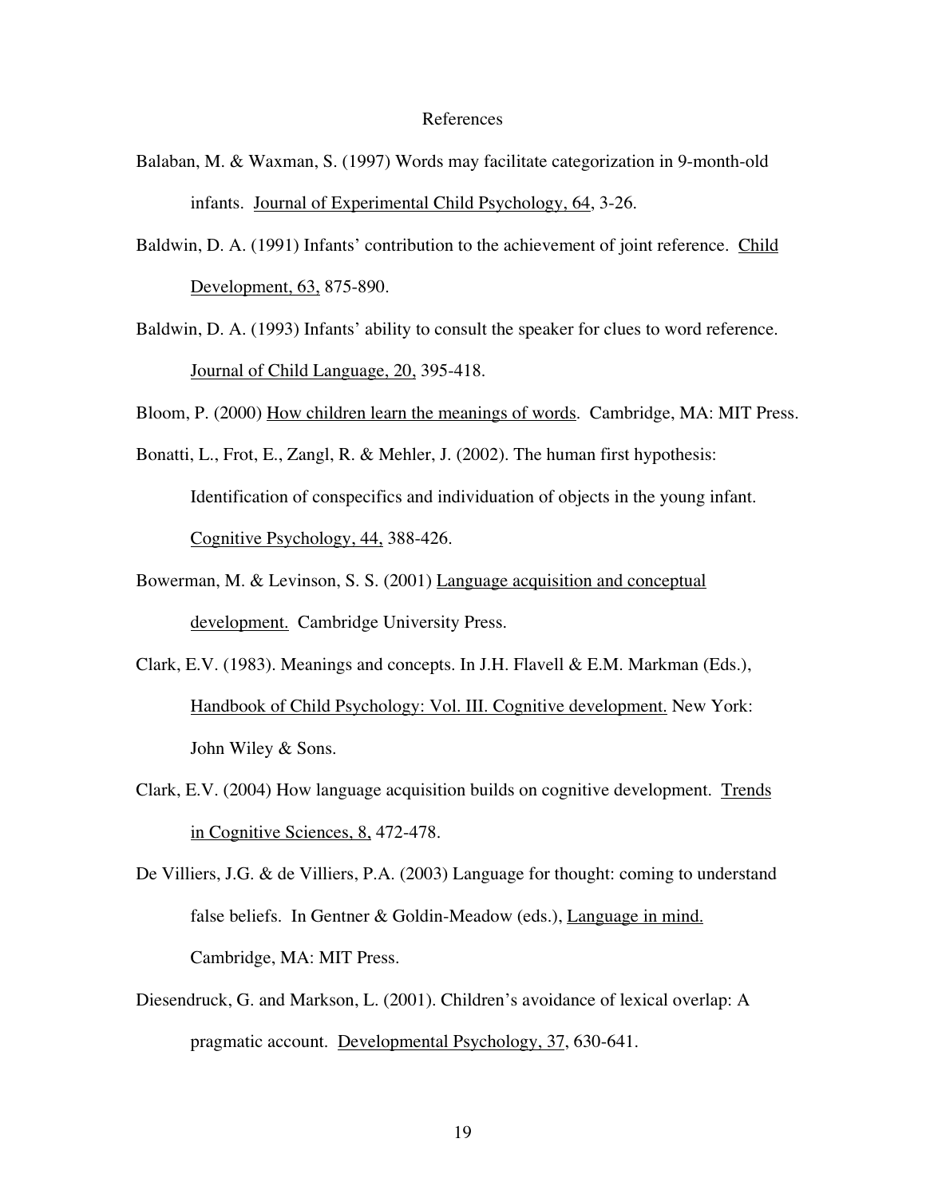# References

Balaban, M. & Waxman, S. (1997) Words may facilitate categorization in 9-month-old infants. Journal of Experimental Child Psychology, 64, 3-26.

Baldwin, D. A. (1991) Infants' contribution to the achievement of joint reference. Child Development, 63, 875-890.

Baldwin, D. A. (1993) Infants' ability to consult the speaker for clues to word reference. Journal of Child Language, 20, 395-418.

Bloom, P. (2000) How children learn the meanings of words. Cambridge, MA: MIT Press.

Bonatti, L., Frot, E., Zangl, R. & Mehler, J. (2002). The human first hypothesis: Identification of conspecifics and individuation of objects in the young infant. Cognitive Psychology, 44, 388-426.

Bowerman, M. & Levinson, S. S. (2001) Language acquisition and conceptual development. Cambridge University Press.

Clark, E.V. (1983). Meanings and concepts. In J.H. Flavell & E.M. Markman (Eds.), Handbook of Child Psychology: Vol. III. Cognitive development. New York: John Wiley & Sons.

Clark, E.V. (2004) How language acquisition builds on cognitive development. Trends in Cognitive Sciences, 8, 472-478.

De Villiers, J.G. & de Villiers, P.A. (2003) Language for thought: coming to understand false beliefs. In Gentner & Goldin-Meadow (eds.), Language in mind. Cambridge, MA: MIT Press.

Diesendruck, G. and Markson, L. (2001). Children's avoidance of lexical overlap: A pragmatic account. Developmental Psychology, 37, 630-641.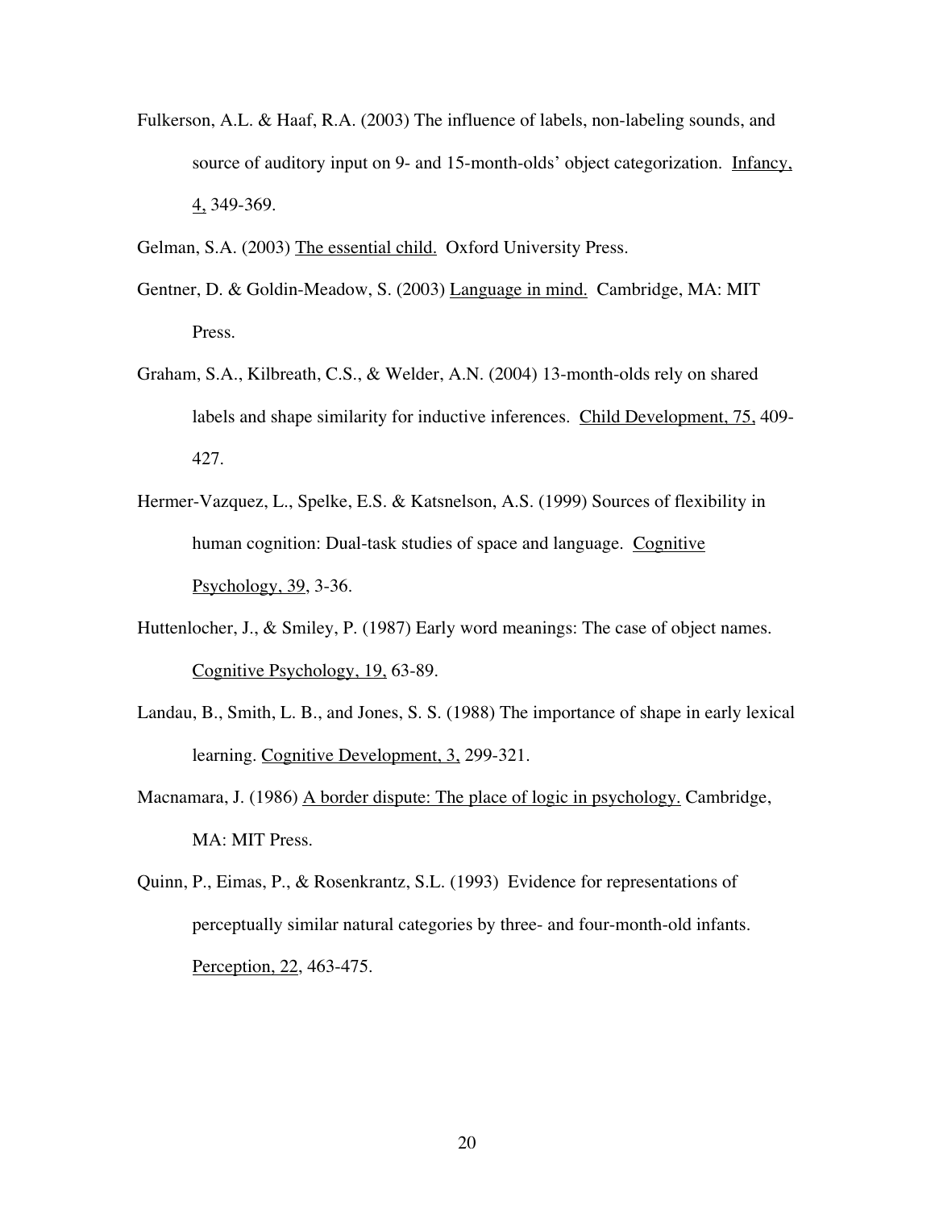Fulkerson, A.L. & Haaf, R.A. (2003) The influence of labels, non-labeling sounds, and source of auditory input on 9- and 15-month-olds' object categorization. Infancy, 4, 349-369.

Gelman, S.A. (2003) The essential child. Oxford University Press.

Gentner, D. & Goldin-Meadow, S. (2003) Language in mind. Cambridge, MA: MIT Press.

Graham, S.A., Kilbreath, C.S., & Welder, A.N. (2004) 13-month-olds rely on shared labels and shape similarity for inductive inferences. Child Development, 75, 409-427.

Hermer-Vazquez, L., Spelke, E.S. & Katsnelson, A.S. (1999) Sources of flexibility in human cognition: Dual-task studies of space and language. Cognitive Psychology, 39, 3-36.

Huttenlocher, J., & Smiley, P. (1987) Early word meanings: The case of object names. Cognitive Psychology, 19, 63-89.

Landau, B., Smith, L. B., and Jones, S. S. (1988) The importance of shape in early lexical learning. Cognitive Development, 3, 299-321.

Macnamara, J. (1986) A border dispute: The place of logic in psychology. Cambridge, MA: MIT Press.

Quinn, P., Eimas, P., & Rosenkrantz, S.L. (1993) Evidence for representations of perceptually similar natural categories by three- and four-month-old infants. Perception, 22, 463-475.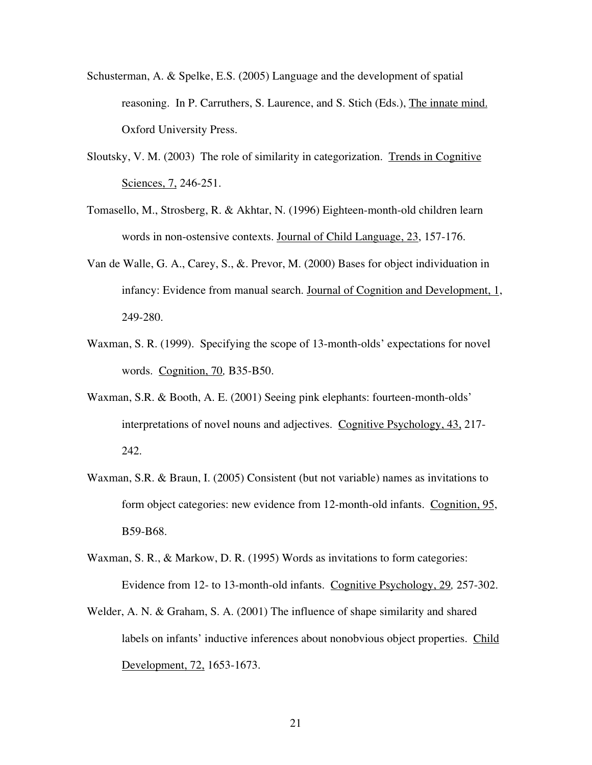Schusterman, A. & Spelke, E.S. (2005) Language and the development of spatial reasoning. In P. Carruthers, S. Laurence, and S. Stich (Eds.), The innate mind. Oxford University Press.

Sloutsky, V. M. (2003) The role of similarity in categorization. Trends in Cognitive Sciences, 7, 246-251.

Tomasello, M., Strosberg, R. & Akhtar, N. (1996) Eighteen-month-old children learn words in non-ostensive contexts. Journal of Child Language, 23, 157-176.

Van de Walle, G. A., Carey, S., &. Prevor, M. (2000) Bases for object individuation in infancy: Evidence from manual search. Journal of Cognition and Development, 1, 249-280.

Waxman, S. R. (1999). Specifying the scope of 13-month-olds' expectations for novel words. Cognition, 70, B35-B50.

Waxman, S.R. & Booth, A. E. (2001) Seeing pink elephants: fourteen-month-olds' interpretations of novel nouns and adjectives. Cognitive Psychology, 43, 217-242.

Waxman, S.R. & Braun, I. (2005) Consistent (but not variable) names as invitations to form object categories: new evidence from 12-month-old infants. Cognition, 95, B59-B68.

Waxman, S. R., & Markow, D. R. (1995) Words as invitations to form categories: Evidence from 12- to 13-month-old infants. Cognitive Psychology, 29, 257-302.

Welder, A. N. & Graham, S. A. (2001) The influence of shape similarity and shared labels on infants' inductive inferences about nonobvious object properties. Child Development, 72, 1653-1673.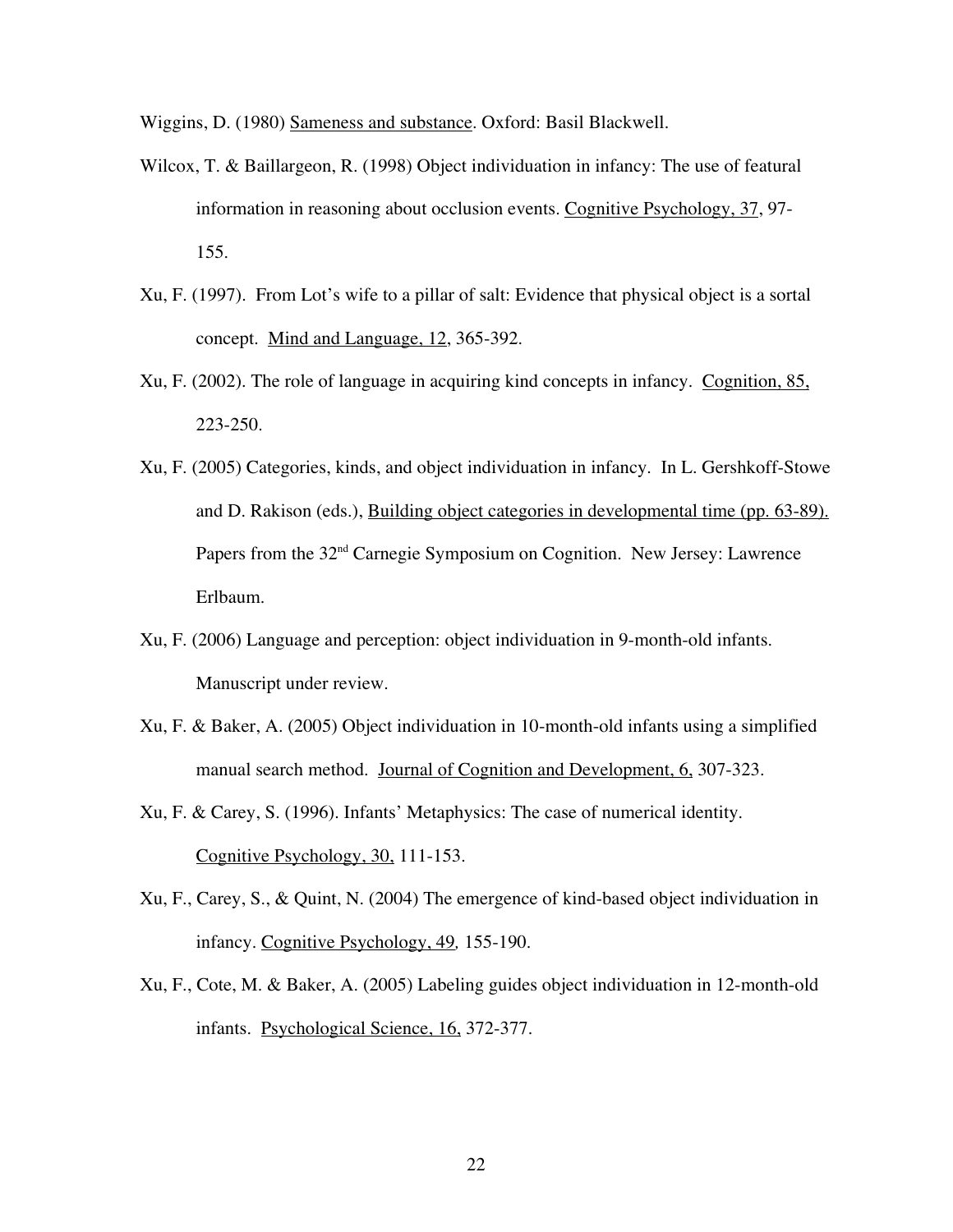Wiggins, D. (1980) Sameness and substance. Oxford: Basil Blackwell.

Wilcox, T. & Baillargeon, R. (1998) Object individuation in infancy: The use of featural information in reasoning about occlusion events. Cognitive Psychology, 37, 97-155.

Xu, F. (1997). From Lot's wife to a pillar of salt: Evidence that physical object is a sortal concept. Mind and Language, 12, 365-392.

Xu, F. (2002). The role of language in acquiring kind concepts in infancy. Cognition, 85, 223-250.

Xu, F. (2005) Categories, kinds, and object individuation in infancy. In L. Gershkoff-Stowe and D. Rakison (eds.), Building object categories in developmental time (pp. 63-89). Papers from the 32nd Carnegie Symposium on Cognition. New Jersey: Lawrence Erlbaum.

Xu, F. (2006) Language and perception: object individuation in 9-month-old infants. Manuscript under review.

Xu, F. & Baker, A. (2005) Object individuation in 10-month-old infants using a simplified manual search method. Journal of Cognition and Development, 6, 307-323.

Xu, F. & Carey, S. (1996). Infants' Metaphysics: The case of numerical identity. Cognitive Psychology, 30, 111-153.

Xu, F., Carey, S., & Quint, N. (2004) The emergence of kind-based object individuation in infancy. Cognitive Psychology, 49, 155-190.

Xu, F., Cote, M. & Baker, A. (2005) Labeling guides object individuation in 12-month-old infants. Psychological Science, 16, 372-377.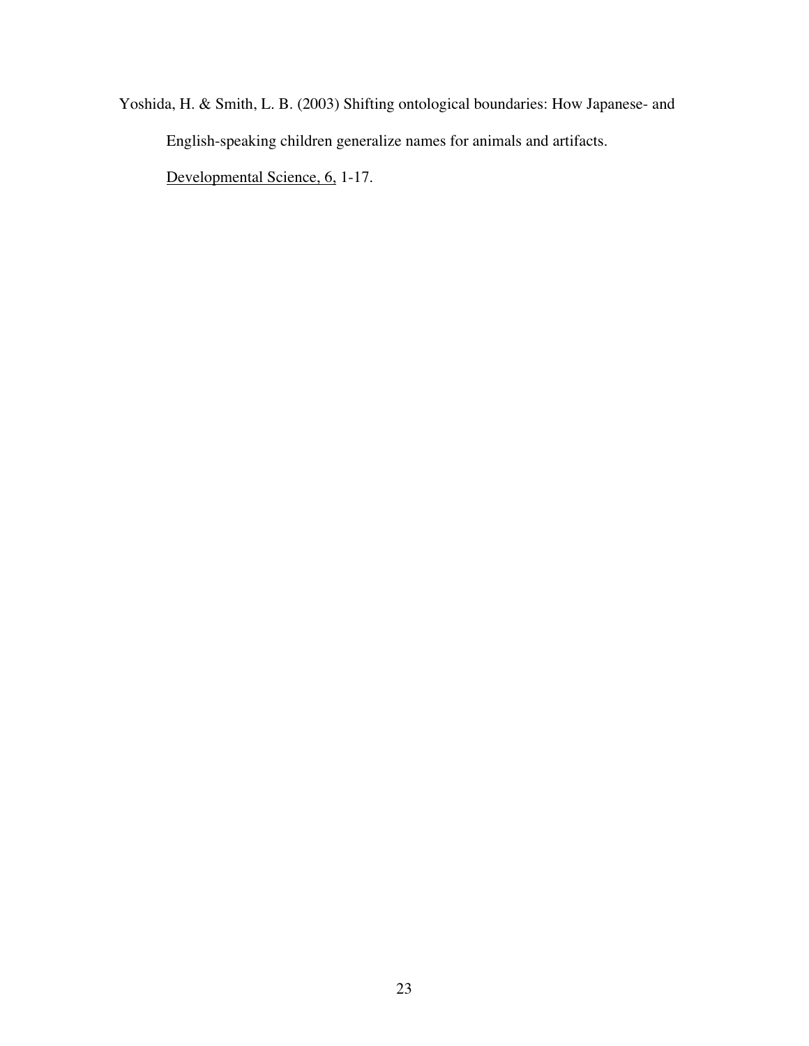Yoshida, H. & Smith, L. B. (2003) Shifting ontological boundaries: How Japanese- and English-speaking children generalize names for animals and artifacts. Developmental Science, 6, 1-17.